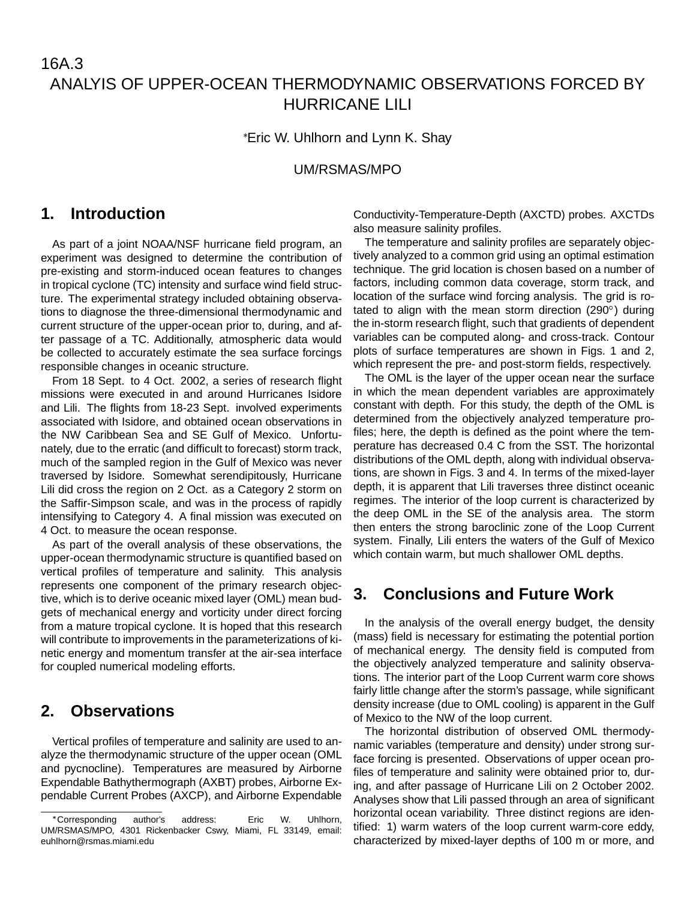16A.3

# ANALYIS OF UPPER-OCEAN THERMODYNAMIC OBSERVATIONS FORCED BY HURRICANE LILI

*Eric W. Uhlhorn and Lynn K. Shay

UM/RSMAS/MPO

## 1. Introduction

As part of a joint NOAA/NSF hurricane field program, an experiment was designed to determine the contribution of pre-existing and storm-induced ocean features to changes in tropical cyclone (TC) intensity and surface wind field structure. The experimental strategy included obtaining observations to diagnose the three-dimensional thermodynamic and current structure of the upper-ocean prior to, during, and after passage of a TC. Additionally, atmospheric data would be collected to accurately estimate the sea surface forcings responsible changes in oceanic structure.

From 18 Sept. to 4 Oct. 2002, a series of research flight missions were executed in and around Hurricanes Isidore and Lili. The flights from 18-23 Sept. involved experiments associated with Isidore, and obtained ocean observations in the NW Caribbean Sea and SE Gulf of Mexico. Unfortunately, due to the erratic (and difficult to forecast) storm track, much of the sampled region in the Gulf of Mexico was never traversed by Isidore. Somewhat serendipitously, Hurricane Lili did cross the region on 2 Oct. as a Category 2 storm on the Saffir-Simpson scale, and was in the process of rapidly intensifying to Category 4. A final mission was executed on 4 Oct. to measure the ocean response.

As part of the overall analysis of these observations, the upper-ocean thermodynamic structure is quantified based on vertical profiles of temperature and salinity. This analysis represents one component of the primary research objective, which is to derive oceanic mixed layer (OML) mean budgets of mechanical energy and vorticity under direct forcing from a mature tropical cyclone. It is hoped that this research will contribute to improvements in the parameterizations of kinetic energy and momentum transfer at the air-sea interface for coupled numerical modeling efforts.

## 2. Observations

Vertical profiles of temperature and salinity are used to analyze the thermodynamic structure of the upper ocean (OML and pycnocline). Temperatures are measured by Airborne Expendable Bathythermograph (AXBT) probes, Airborne Expendable Current Probes (AXCP), and Airborne Expendable Conductivity-Temperature-Depth (AXCTD) probes. AXCTDs also measure salinity profiles.

The temperature and salinity profiles are separately objectively analyzed to a common grid using an optimal estimation technique. The grid location is chosen based on a number of factors, including common data coverage, storm track, and location of the surface wind forcing analysis. The grid is rotated to align with the mean storm direction (290°) during the in-storm research flight, such that gradients of dependent variables can be computed along- and cross-track. Contour plots of surface temperatures are shown in Figs. 1 and 2, which represent the pre- and post-storm fields, respectively.

The OML is the layer of the upper ocean near the surface in which the mean dependent variables are approximately constant with depth. For this study, the depth of the OML is determined from the objectively analyzed temperature profiles; here, the depth is defined as the point where the temperature has decreased 0.4 C from the SST. The horizontal distributions of the OML depth, along with individual observations, are shown in Figs. 3 and 4. In terms of the mixed-layer depth, it is apparent that Lili traverses three distinct oceanic regimes. The interior of the loop current is characterized by the deep OML in the SE of the analysis area. The storm then enters the strong baroclinic zone of the Loop Current system. Finally, Lili enters the waters of the Gulf of Mexico which contain warm, but much shallower OML depths.

## 3. Conclusions and Future Work

In the analysis of the overall energy budget, the density (mass) field is necessary for estimating the potential portion of mechanical energy. The density field is computed from the objectively analyzed temperature and salinity observations. The interior part of the Loop Current warm core shows fairly little change after the storm's passage, while significant density increase (due to OML cooling) is apparent in the Gulf of Mexico to the NW of the loop current.

The horizontal distribution of observed OML thermodynamic variables (temperature and density) under strong surface forcing is presented. Observations of upper ocean profiles of temperature and salinity were obtained prior to, during, and after passage of Hurricane Lili on 2 October 2002. Analyses show that Lili passed through an area of significant horizontal ocean variability. Three distinct regions are identified: 1) warm waters of the loop current warm-core eddy, characterized by mixed-layer depths of 100 m or more, and

*Corresponding author's address: Eric W. Uhlhorn, UM/RSMAS/MPO, 4301 Rickenbacker Cswy, Miami, FL 33149, email: euhlhorn@rsmas.miami.edu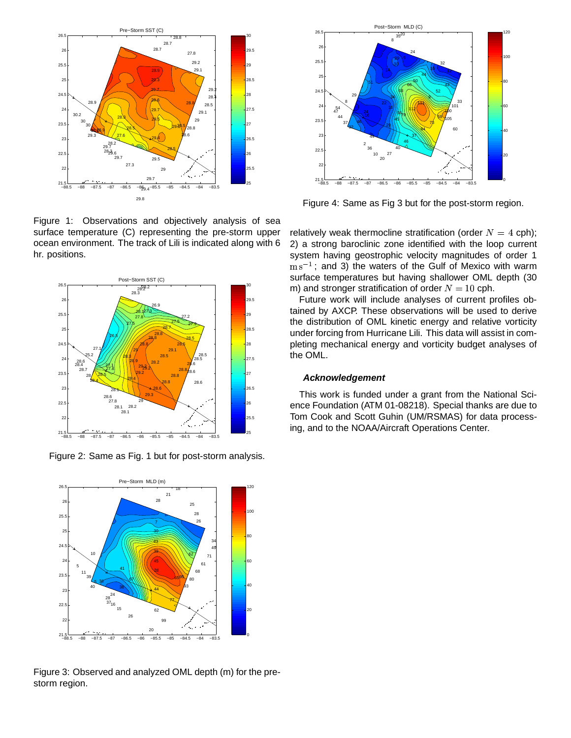Pre−Storm SST (C)

Figure 1: Observations and objectively analysis of sea surface temperature (C) representing the pre-storm upper ocean environment. The track of Lili is indicated along with 6 hr. positions.

Post−Storm SST (C)

Figure 2: Same as Fig. 1 but for post-storm analysis.

Pre−Storm MLD (m)

Figure 3: Observed and analyzed OML depth (m) for the pre-storm region.

Post−Storm MLD (C)

Figure 4: Same as Fig 3 but for the post-storm region.

relatively weak thermocline stratification (order $N = 4$ cph); 2) a strong baroclinic zone identified with the loop current system having geostrophic velocity magnitudes of order 1 $\mathrm{m\,s^{-1}}$; and 3) the waters of the Gulf of Mexico with warm surface temperatures but having shallower OML depth (30 m) and stronger stratification of order $N = 10$ cph.

Future work will include analyses of current profiles obtained by AXCP. These observations will be used to derive the distribution of OML kinetic energy and relative vorticity under forcing from Hurricane Lili. This data will assist in completing mechanical energy and vorticity budget analyses of the OML.

### *Acknowledgement*

This work is funded under a grant from the National Science Foundation (ATM 01-08218). Special thanks are due to Tom Cook and Scott Guhin (UM/RSMAS) for data processing, and to the NOAA/Aircraft Operations Center.